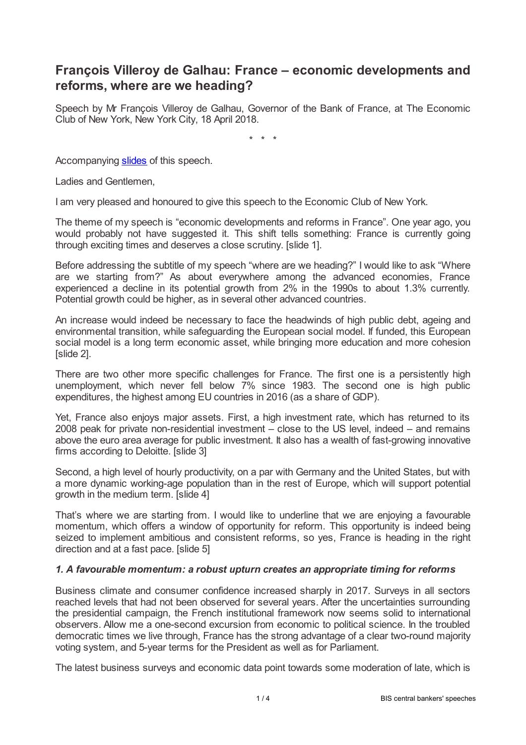# François Villeroy de Galhau: France – economic developments and reforms, where are we heading?

Speech by Mr François Villeroy de Galhau, Governor of the Bank of France, at The Economic Club of New York, New York City, 18 April 2018.

\* \* \*

Accompanying slides of this speech.

Ladies and Gentlemen,

I am very pleased and honoured to give this speech to the Economic Club of New York.

The theme of my speech is "economic developments and reforms in France". One year ago, you would probably not have suggested it. This shift tells something: France is currently going through exciting times and deserves a close scrutiny. [slide 1].

Before addressing the subtitle of my speech "where are we heading?" I would like to ask "Where are we starting from?" As about everywhere among the advanced economies, France experienced a decline in its potential growth from 2% in the 1990s to about 1.3% currently. Potential growth could be higher, as in several other advanced countries.

An increase would indeed be necessary to face the headwinds of high public debt, ageing and environmental transition, while safeguarding the European social model. If funded, this European social model is a long term economic asset, while bringing more education and more cohesion [slide 2].

There are two other more specific challenges for France. The first one is a persistently high unemployment, which never fell below 7% since 1983. The second one is high public expenditures, the highest among EU countries in 2016 (as a share of GDP).

Yet, France also enjoys major assets. First, a high investment rate, which has returned to its 2008 peak for private non-residential investment – close to the US level, indeed – and remains above the euro area average for public investment. It also has a wealth of fast-growing innovative firms according to Deloitte. [slide 3]

Second, a high level of hourly productivity, on a par with Germany and the United States, but with a more dynamic working-age population than in the rest of Europe, which will support potential growth in the medium term. [slide 4]

That's where we are starting from. I would like to underline that we are enjoying a favourable momentum, which offers a window of opportunity for reform. This opportunity is indeed being seized to implement ambitious and consistent reforms, so yes, France is heading in the right direction and at a fast pace. [slide 5]

### *1. A favourable momentum: a robust upturn creates an appropriate timing for reforms*

Business climate and consumer confidence increased sharply in 2017. Surveys in all sectors reached levels that had not been observed for several years. After the uncertainties surrounding the presidential campaign, the French institutional framework now seems solid to international observers. Allow me a one-second excursion from economic to political science. In the troubled democratic times we live through, France has the strong advantage of a clear two-round majority voting system, and 5-year terms for the President as well as for Parliament.

The latest business surveys and economic data point towards some moderation of late, which is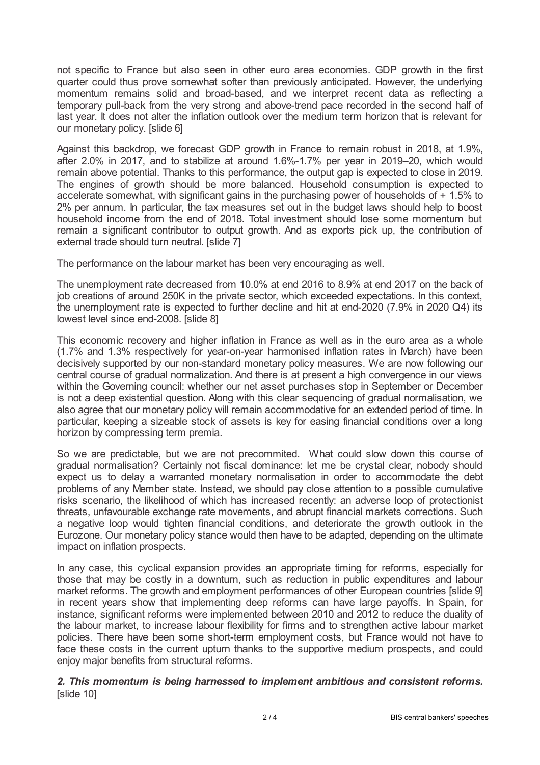not specific to France but also seen in other euro area economies. GDP growth in the first quarter could thus prove somewhat softer than previously anticipated. However, the underlying momentum remains solid and broad-based, and we interpret recent data as reflecting a temporary pull-back from the very strong and above-trend pace recorded in the second half of last year. It does not alter the inflation outlook over the medium term horizon that is relevant for our monetary policy. [slide 6]

Against this backdrop, we forecast GDP growth in France to remain robust in 2018, at 1.9%, after 2.0% in 2017, and to stabilize at around 1.6%-1.7% per year in 2019–20, which would remain above potential. Thanks to this performance, the output gap is expected to close in 2019. The engines of growth should be more balanced. Household consumption is expected to accelerate somewhat, with significant gains in the purchasing power of households of + 1.5% to 2% per annum. In particular, the tax measures set out in the budget laws should help to boost household income from the end of 2018. Total investment should lose some momentum but remain a significant contributor to output growth. And as exports pick up, the contribution of external trade should turn neutral. [slide 7]

The performance on the labour market has been very encouraging as well.

The unemployment rate decreased from 10.0% at end 2016 to 8.9% at end 2017 on the back of job creations of around 250K in the private sector, which exceeded expectations. In this context, the unemployment rate is expected to further decline and hit at end-2020 (7.9% in 2020 Q4) its lowest level since end-2008. [slide 8]

This economic recovery and higher inflation in France as well as in the euro area as a whole (1.7% and 1.3% respectively for year-on-year harmonised inflation rates in March) have been decisively supported by our non-standard monetary policy measures. We are now following our central course of gradual normalization. And there is at present a high convergence in our views within the Governing council: whether our net asset purchases stop in September or December is not a deep existential question. Along with this clear sequencing of gradual normalisation, we also agree that our monetary policy will remain accommodative for an extended period of time. In particular, keeping a sizeable stock of assets is key for easing financial conditions over a long horizon by compressing term premia.

So we are predictable, but we are not precommited. What could slow down this course of gradual normalisation? Certainly not fiscal dominance: let me be crystal clear, nobody should expect us to delay a warranted monetary normalisation in order to accommodate the debt problems of any Member state. Instead, we should pay close attention to a possible cumulative risks scenario, the likelihood of which has increased recently: an adverse loop of protectionist threats, unfavourable exchange rate movements, and abrupt financial markets corrections. Such a negative loop would tighten financial conditions, and deteriorate the growth outlook in the Eurozone. Our monetary policy stance would then have to be adapted, depending on the ultimate impact on inflation prospects.

In any case, this cyclical expansion provides an appropriate timing for reforms, especially for those that may be costly in a downturn, such as reduction in public expenditures and labour market reforms. The growth and employment performances of other European countries [slide 9] in recent years show that implementing deep reforms can have large payoffs. In Spain, for instance, significant reforms were implemented between 2010 and 2012 to reduce the duality of the labour market, to increase labour flexibility for firms and to strengthen active labour market policies. There have been some short-term employment costs, but France would not have to face these costs in the current upturn thanks to the supportive medium prospects, and could enjoy major benefits from structural reforms.

***2. This momentum is being harnessed to implement ambitious and consistent reforms.*** [slide 10]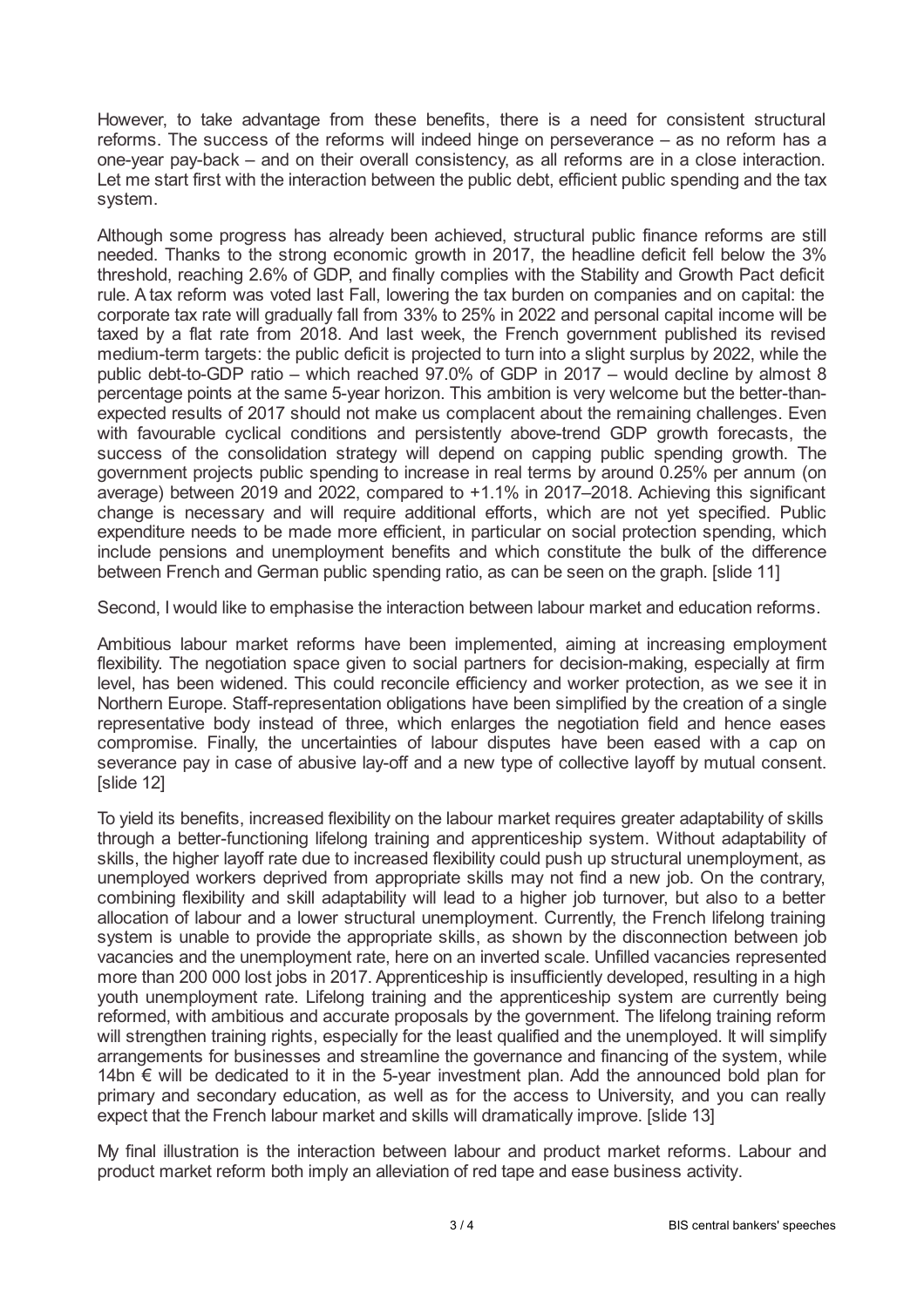However, to take advantage from these benefits, there is a need for consistent structural reforms. The success of the reforms will indeed hinge on perseverance – as no reform has a one-year pay-back – and on their overall consistency, as all reforms are in a close interaction. Let me start first with the interaction between the public debt, efficient public spending and the tax system.

Although some progress has already been achieved, structural public finance reforms are still needed. Thanks to the strong economic growth in 2017, the headline deficit fell below the 3% threshold, reaching 2.6% of GDP, and finally complies with the Stability and Growth Pact deficit rule. A tax reform was voted last Fall, lowering the tax burden on companies and on capital: the corporate tax rate will gradually fall from 33% to 25% in 2022 and personal capital income will be taxed by a flat rate from 2018. And last week, the French government published its revised medium-term targets: the public deficit is projected to turn into a slight surplus by 2022, while the public debt-to-GDP ratio – which reached 97.0% of GDP in 2017 – would decline by almost 8 percentage points at the same 5-year horizon. This ambition is very welcome but the better-than-expected results of 2017 should not make us complacent about the remaining challenges. Even with favourable cyclical conditions and persistently above-trend GDP growth forecasts, the success of the consolidation strategy will depend on capping public spending growth. The government projects public spending to increase in real terms by around 0.25% per annum (on average) between 2019 and 2022, compared to +1.1% in 2017–2018. Achieving this significant change is necessary and will require additional efforts, which are not yet specified. Public expenditure needs to be made more efficient, in particular on social protection spending, which include pensions and unemployment benefits and which constitute the bulk of the difference between French and German public spending ratio, as can be seen on the graph. [slide 11]

Second, I would like to emphasise the interaction between labour market and education reforms.

Ambitious labour market reforms have been implemented, aiming at increasing employment flexibility. The negotiation space given to social partners for decision-making, especially at firm level, has been widened. This could reconcile efficiency and worker protection, as we see it in Northern Europe. Staff-representation obligations have been simplified by the creation of a single representative body instead of three, which enlarges the negotiation field and hence eases compromise. Finally, the uncertainties of labour disputes have been eased with a cap on severance pay in case of abusive lay-off and a new type of collective layoff by mutual consent. [slide 12]

To yield its benefits, increased flexibility on the labour market requires greater adaptability of skills through a better-functioning lifelong training and apprenticeship system. Without adaptability of skills, the higher layoff rate due to increased flexibility could push up structural unemployment, as unemployed workers deprived from appropriate skills may not find a new job. On the contrary, combining flexibility and skill adaptability will lead to a higher job turnover, but also to a better allocation of labour and a lower structural unemployment. Currently, the French lifelong training system is unable to provide the appropriate skills, as shown by the disconnection between job vacancies and the unemployment rate, here on an inverted scale. Unfilled vacancies represented more than 200 000 lost jobs in 2017. Apprenticeship is insufficiently developed, resulting in a high youth unemployment rate. Lifelong training and the apprenticeship system are currently being reformed, with ambitious and accurate proposals by the government. The lifelong training reform will strengthen training rights, especially for the least qualified and the unemployed. It will simplify arrangements for businesses and streamline the governance and financing of the system, while 14bn € will be dedicated to it in the 5-year investment plan. Add the announced bold plan for primary and secondary education, as well as for the access to University, and you can really expect that the French labour market and skills will dramatically improve. [slide 13]

My final illustration is the interaction between labour and product market reforms. Labour and product market reform both imply an alleviation of red tape and ease business activity.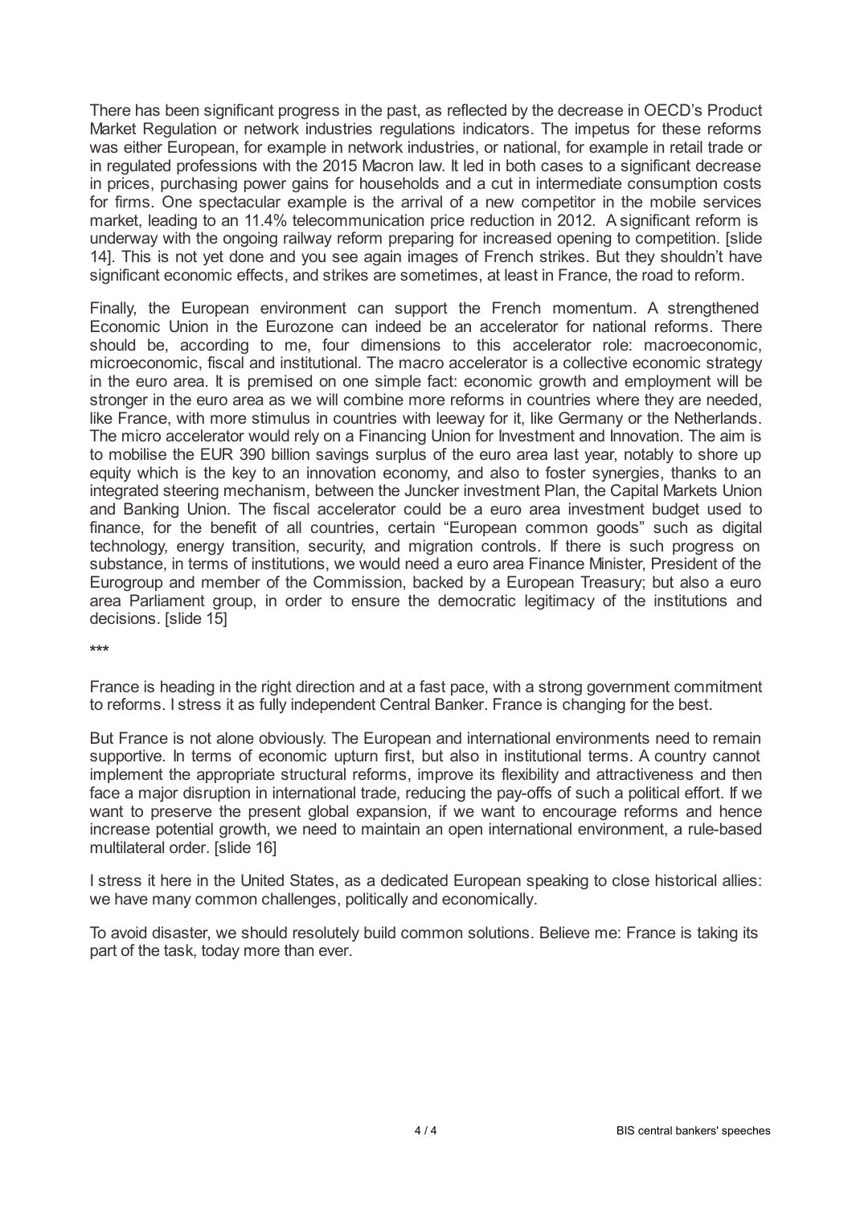There has been significant progress in the past, as reflected by the decrease in OECD's Product Market Regulation or network industries regulations indicators. The impetus for these reforms was either European, for example in network industries, or national, for example in retail trade or in regulated professions with the 2015 Macron law. It led in both cases to a significant decrease in prices, purchasing power gains for households and a cut in intermediate consumption costs for firms. One spectacular example is the arrival of a new competitor in the mobile services market, leading to an 11.4% telecommunication price reduction in 2012. A significant reform is underway with the ongoing railway reform preparing for increased opening to competition. [slide 14]. This is not yet done and you see again images of French strikes. But they shouldn't have significant economic effects, and strikes are sometimes, at least in France, the road to reform.

Finally, the European environment can support the French momentum. A strengthened Economic Union in the Eurozone can indeed be an accelerator for national reforms. There should be, according to me, four dimensions to this accelerator role: macroeconomic, microeconomic, fiscal and institutional. The macro accelerator is a collective economic strategy in the euro area. It is premised on one simple fact: economic growth and employment will be stronger in the euro area as we will combine more reforms in countries where they are needed, like France, with more stimulus in countries with leeway for it, like Germany or the Netherlands. The micro accelerator would rely on a Financing Union for Investment and Innovation. The aim is to mobilise the EUR 390 billion savings surplus of the euro area last year, notably to shore up equity which is the key to an innovation economy, and also to foster synergies, thanks to an integrated steering mechanism, between the Juncker investment Plan, the Capital Markets Union and Banking Union. The fiscal accelerator could be a euro area investment budget used to finance, for the benefit of all countries, certain "European common goods" such as digital technology, energy transition, security, and migration controls. If there is such progress on substance, in terms of institutions, we would need a euro area Finance Minister, President of the Eurogroup and member of the Commission, backed by a European Treasury; but also a euro area Parliament group, in order to ensure the democratic legitimacy of the institutions and decisions. [slide 15]

***

France is heading in the right direction and at a fast pace, with a strong government commitment to reforms. I stress it as fully independent Central Banker. France is changing for the best.

But France is not alone obviously. The European and international environments need to remain supportive. In terms of economic upturn first, but also in institutional terms. A country cannot implement the appropriate structural reforms, improve its flexibility and attractiveness and then face a major disruption in international trade, reducing the pay-offs of such a political effort. If we want to preserve the present global expansion, if we want to encourage reforms and hence increase potential growth, we need to maintain an open international environment, a rule-based multilateral order. [slide 16]

I stress it here in the United States, as a dedicated European speaking to close historical allies: we have many common challenges, politically and economically.

To avoid disaster, we should resolutely build common solutions. Believe me: France is taking its part of the task, today more than ever.